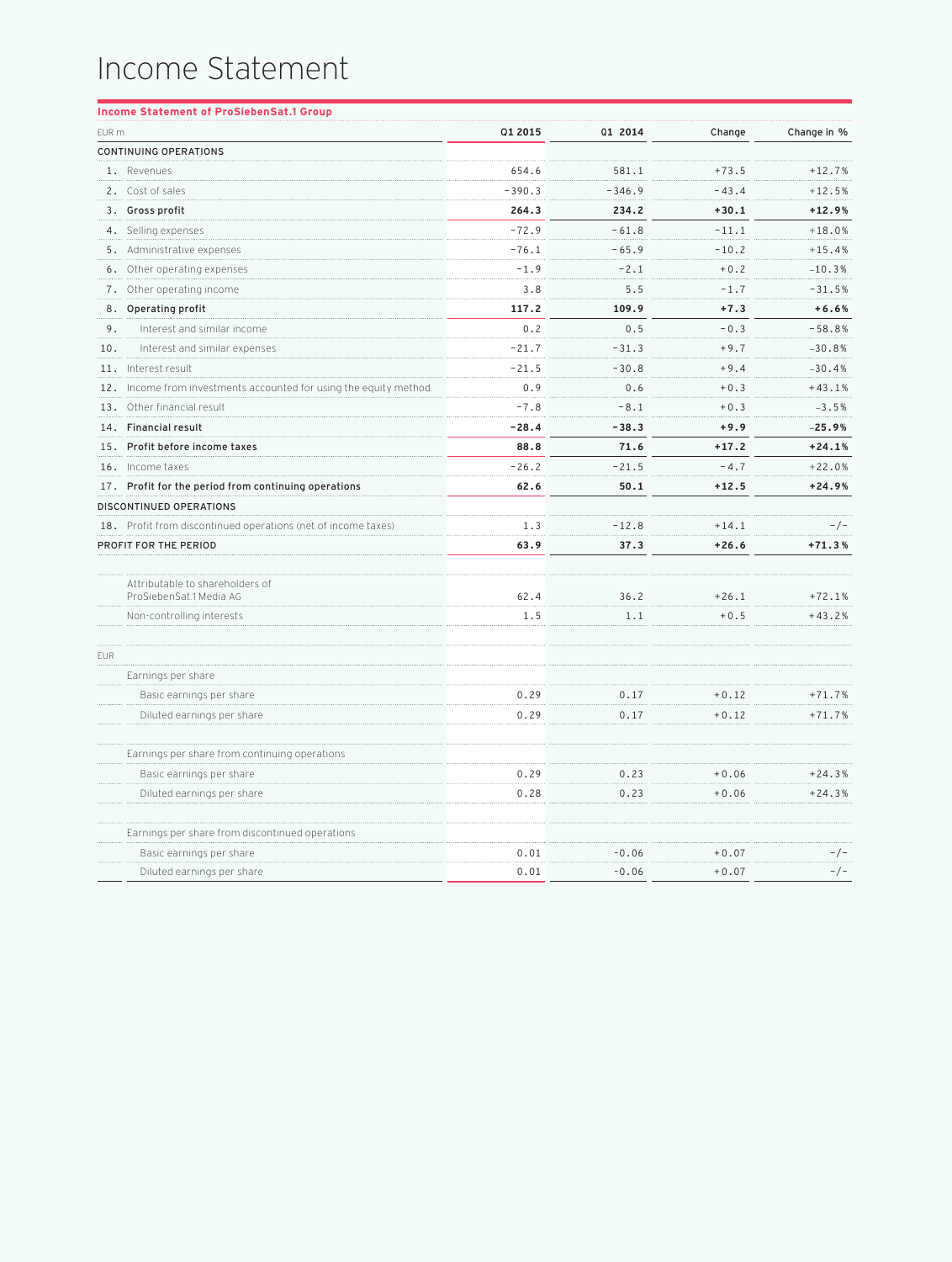# Income Statement

**Income Statement of ProSiebenSat.1 Group**

| EUR m | | Q1 2015 | Q1 2014 | Change | Change in % |
|---|---|---|---|---|---|
| CONTINUING OPERATIONS | | | | | |
| 1. | Revenues | 654.6 | 581.1 | +73.5 | +12.7% |
| 2. | Cost of sales | -390.3 | -346.9 | -43.4 | +12.5% |
| 3. | **Gross profit** | **264.3** | **234.2** | **+30.1** | **+12.9%** |
| 4. | Selling expenses | -72.9 | -61.8 | -11.1 | +18.0% |
| 5. | Administrative expenses | -76.1 | -65.9 | -10.2 | +15.4% |
| 6. | Other operating expenses | -1.9 | -2.1 | +0.2 | -10.3% |
| 7. | Other operating income | 3.8 | 5.5 | -1.7 | -31.5% |
| 8. | **Operating profit** | **117.2** | **109.9** | **+7.3** | **+6.6%** |
| 9. | Interest and similar income | 0.2 | 0.5 | -0.3 | -58.8% |
| 10. | Interest and similar expenses | -21.7 | -31.3 | +9.7 | -30.8% |
| 11. | Interest result | -21.5 | -30.8 | +9.4 | -30.4% |
| 12. | Income from investments accounted for using the equity method | 0.9 | 0.6 | +0.3 | +43.1% |
| 13. | Other financial result | -7.8 | -8.1 | +0.3 | -3.5% |
| 14. | **Financial result** | **-28.4** | **-38.3** | **+9.9** | **-25.9%** |
| 15. | **Profit before income taxes** | **88.8** | **71.6** | **+17.2** | **+24.1%** |
| 16. | Income taxes | -26.2 | -21.5 | -4.7 | +22.0% |
| 17. | **Profit for the period from continuing operations** | **62.6** | **50.1** | **+12.5** | **+24.9%** |
| DISCONTINUED OPERATIONS | | | | | |
| 18. | Profit from discontinued operations (net of income taxes) | 1.3 | -12.8 | +14.1 | -/- |
| **PROFIT FOR THE PERIOD** | | **63.9** | **37.3** | **+26.6** | **+71.3%** |
| | | | | | |
| | Attributable to shareholders of ProSiebenSat.1 Media AG | 62.4 | 36.2 | +26.1 | +72.1% |
| | Non-controlling interests | 1.5 | 1.1 | +0.5 | +43.2% |
| | | | | | |
| EUR | | | | | |
| | Earnings per share | | | | |
| | Basic earnings per share | 0.29 | 0.17 | +0.12 | +71.7% |
| | Diluted earnings per share | 0.29 | 0.17 | +0.12 | +71.7% |
| | | | | | |
| | Earnings per share from continuing operations | | | | |
| | Basic earnings per share | 0.29 | 0.23 | +0.06 | +24.3% |
| | Diluted earnings per share | 0.28 | 0.23 | +0.06 | +24.3% |
| | | | | | |
| | Earnings per share from discontinued operations | | | | |
| | Basic earnings per share | 0.01 | -0.06 | +0.07 | -/- |
| | Diluted earnings per share | 0.01 | -0.06 | +0.07 | -/- |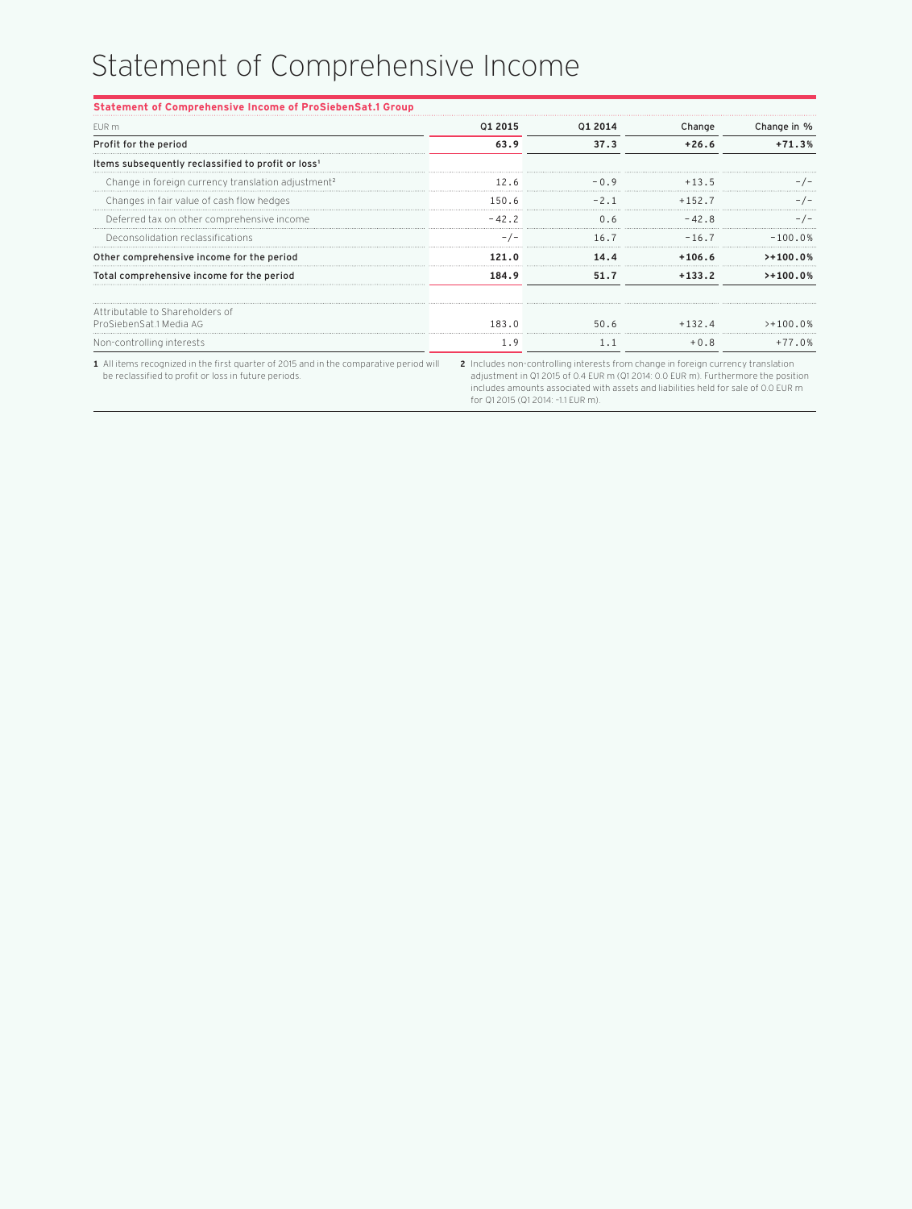# Statement of Comprehensive Income

**Statement of Comprehensive Income of ProSiebenSat.1 Group**

| EUR m | Q1 2015 | Q1 2014 | Change | Change in % |
|---|---|---|---|---|
| **Profit for the period** | **63.9** | **37.3** | **+26.6** | **+71.3%** |
| Items subsequently reclassified to profit or loss[1] | | | | |
| Change in foreign currency translation adjustment[2] | 12.6 | -0.9 | +13.5 | -/- |
| Changes in fair value of cash flow hedges | 150.6 | -2.1 | +152.7 | -/- |
| Deferred tax on other comprehensive income | -42.2 | 0.6 | -42.8 | -/- |
| Deconsolidation reclassifications | -/- | 16.7 | -16.7 | -100.0% |
| **Other comprehensive income for the period** | **121.0** | **14.4** | **+106.6** | **>+100.0%** |
| **Total comprehensive income for the period** | **184.9** | **51.7** | **+133.2** | **>+100.0%** |
| | | | | |
| Attributable to Shareholders of ProSiebenSat.1 Media AG | 183.0 | 50.6 | +132.4 | >+100.0% |
| Non-controlling interests | 1.9 | 1.1 | +0.8 | +77.0% |

**1** All items recognized in the first quarter of 2015 and in the comparative period will be reclassified to profit or loss in future periods.

**2** Includes non-controlling interests from change in foreign currency translation adjustment in Q1 2015 of 0.4 EUR m (Q1 2014: 0.0 EUR m). Furthermore the position includes amounts associated with assets and liabilities held for sale of 0.0 EUR m for Q1 2015 (Q1 2014: -1.1 EUR m).